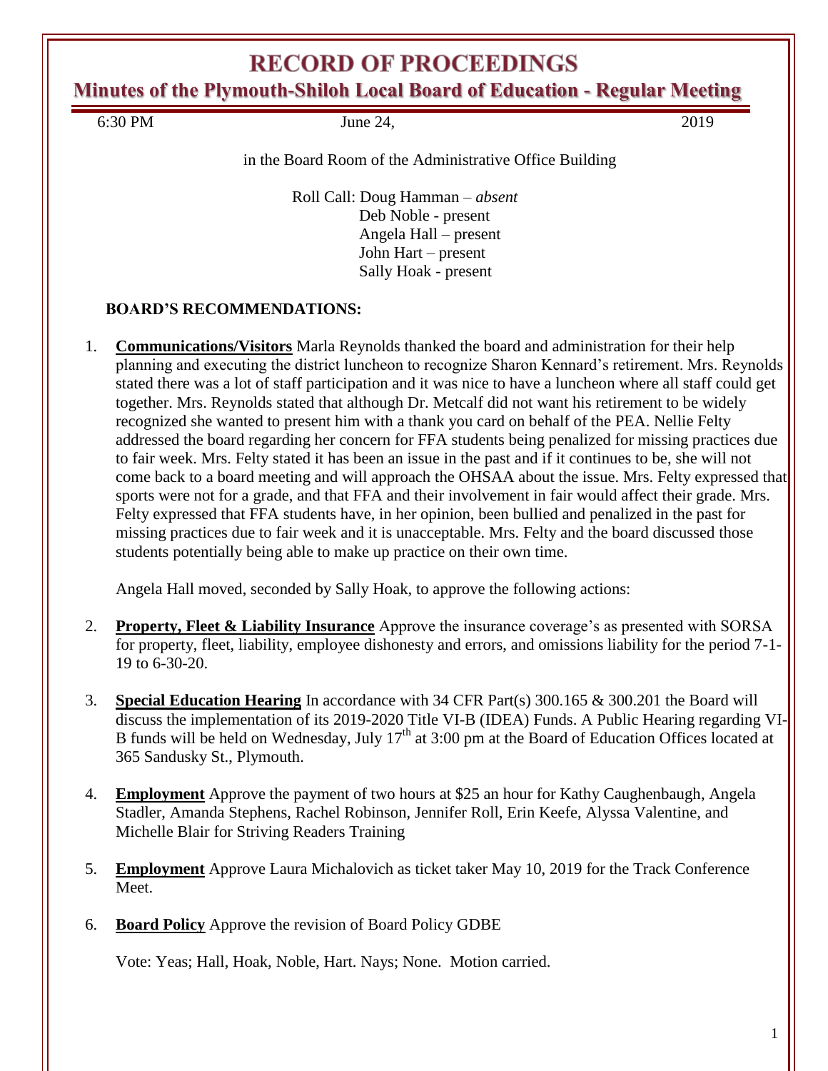# RECORD OF PROCEEDINGS

## Minutes of the Plymouth-Shiloh Local Board of Education - Regular Meeting

6:30 PM June 24, 2019

in the Board Room of the Administrative Office Building

Roll Call: Doug Hamman – *absent*
Deb Noble - present
Angela Hall – present
John Hart – present
Sally Hoak - present

**BOARD'S RECOMMENDATIONS:**

1. **Communications/Visitors** Marla Reynolds thanked the board and administration for their help planning and executing the district luncheon to recognize Sharon Kennard's retirement. Mrs. Reynolds stated there was a lot of staff participation and it was nice to have a luncheon where all staff could get together. Mrs. Reynolds stated that although Dr. Metcalf did not want his retirement to be widely recognized she wanted to present him with a thank you card on behalf of the PEA. Nellie Felty addressed the board regarding her concern for FFA students being penalized for missing practices due to fair week. Mrs. Felty stated it has been an issue in the past and if it continues to be, she will not come back to a board meeting and will approach the OHSAA about the issue. Mrs. Felty expressed that sports were not for a grade, and that FFA and their involvement in fair would affect their grade. Mrs. Felty expressed that FFA students have, in her opinion, been bullied and penalized in the past for missing practices due to fair week and it is unacceptable. Mrs. Felty and the board discussed those students potentially being able to make up practice on their own time.

   Angela Hall moved, seconded by Sally Hoak, to approve the following actions:

2. **Property, Fleet & Liability Insurance** Approve the insurance coverage's as presented with SORSA for property, fleet, liability, employee dishonesty and errors, and omissions liability for the period 7-1-19 to 6-30-20.

3. **Special Education Hearing** In accordance with 34 CFR Part(s) 300.165 & 300.201 the Board will discuss the implementation of its 2019-2020 Title VI-B (IDEA) Funds. A Public Hearing regarding VI-B funds will be held on Wednesday, July 17th at 3:00 pm at the Board of Education Offices located at 365 Sandusky St., Plymouth.

4. **Employment** Approve the payment of two hours at $25 an hour for Kathy Caughenbaugh, Angela Stadler, Amanda Stephens, Rachel Robinson, Jennifer Roll, Erin Keefe, Alyssa Valentine, and Michelle Blair for Striving Readers Training

5. **Employment** Approve Laura Michalovich as ticket taker May 10, 2019 for the Track Conference Meet.

6. **Board Policy** Approve the revision of Board Policy GDBE

   Vote: Yeas; Hall, Hoak, Noble, Hart. Nays; None. Motion carried.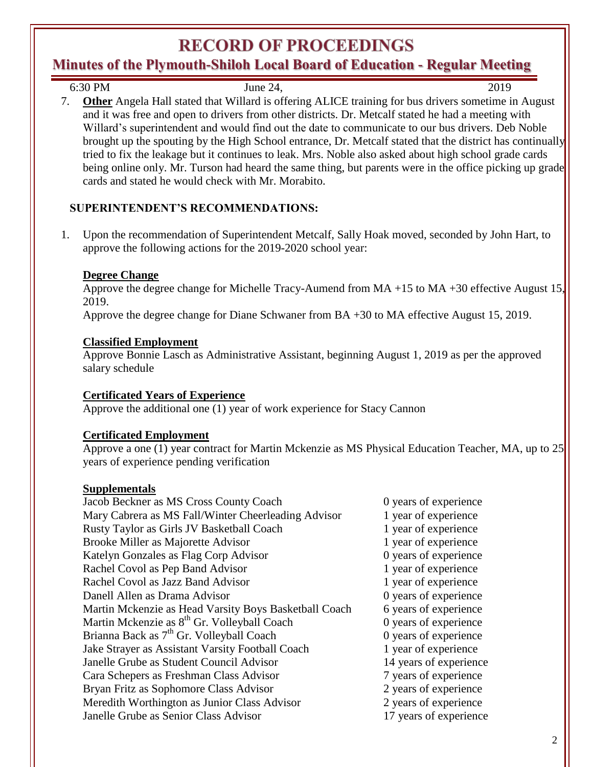# RECORD OF PROCEEDINGS

## Minutes of the Plymouth-Shiloh Local Board of Education - Regular Meeting

6:30 PM June 24, 2019

7. **Other** Angela Hall stated that Willard is offering ALICE training for bus drivers sometime in August and it was free and open to drivers from other districts. Dr. Metcalf stated he had a meeting with Willard's superintendent and would find out the date to communicate to our bus drivers. Deb Noble brought up the spouting by the High School entrance, Dr. Metcalf stated that the district has continually tried to fix the leakage but it continues to leak. Mrs. Noble also asked about high school grade cards being online only. Mr. Turson had heard the same thing, but parents were in the office picking up grade cards and stated he would check with Mr. Morabito.

### SUPERINTENDENT'S RECOMMENDATIONS:

1. Upon the recommendation of Superintendent Metcalf, Sally Hoak moved, seconded by John Hart, to approve the following actions for the 2019-2020 school year:

**Degree Change**

Approve the degree change for Michelle Tracy-Aumend from MA +15 to MA +30 effective August 15, 2019.

Approve the degree change for Diane Schwaner from BA +30 to MA effective August 15, 2019.

**Classified Employment**

Approve Bonnie Lasch as Administrative Assistant, beginning August 1, 2019 as per the approved salary schedule

**Certificated Years of Experience**

Approve the additional one (1) year of work experience for Stacy Cannon

**Certificated Employment**

Approve a one (1) year contract for Martin Mckenzie as MS Physical Education Teacher, MA, up to 25 years of experience pending verification

**Supplementals**

| | |
|---|---|
| Jacob Beckner as MS Cross County Coach | 0 years of experience |
| Mary Cabrera as MS Fall/Winter Cheerleading Advisor | 1 year of experience |
| Rusty Taylor as Girls JV Basketball Coach | 1 year of experience |
| Brooke Miller as Majorette Advisor | 1 year of experience |
| Katelyn Gonzales as Flag Corp Advisor | 0 years of experience |
| Rachel Covol as Pep Band Advisor | 1 year of experience |
| Rachel Covol as Jazz Band Advisor | 1 year of experience |
| Danell Allen as Drama Advisor | 0 years of experience |
| Martin Mckenzie as Head Varsity Boys Basketball Coach | 6 years of experience |
| Martin Mckenzie as 8th Gr. Volleyball Coach | 0 years of experience |
| Brianna Back as 7th Gr. Volleyball Coach | 0 years of experience |
| Jake Strayer as Assistant Varsity Football Coach | 1 year of experience |
| Janelle Grube as Student Council Advisor | 14 years of experience |
| Cara Schepers as Freshman Class Advisor | 7 years of experience |
| Bryan Fritz as Sophomore Class Advisor | 2 years of experience |
| Meredith Worthington as Junior Class Advisor | 2 years of experience |
| Janelle Grube as Senior Class Advisor | 17 years of experience |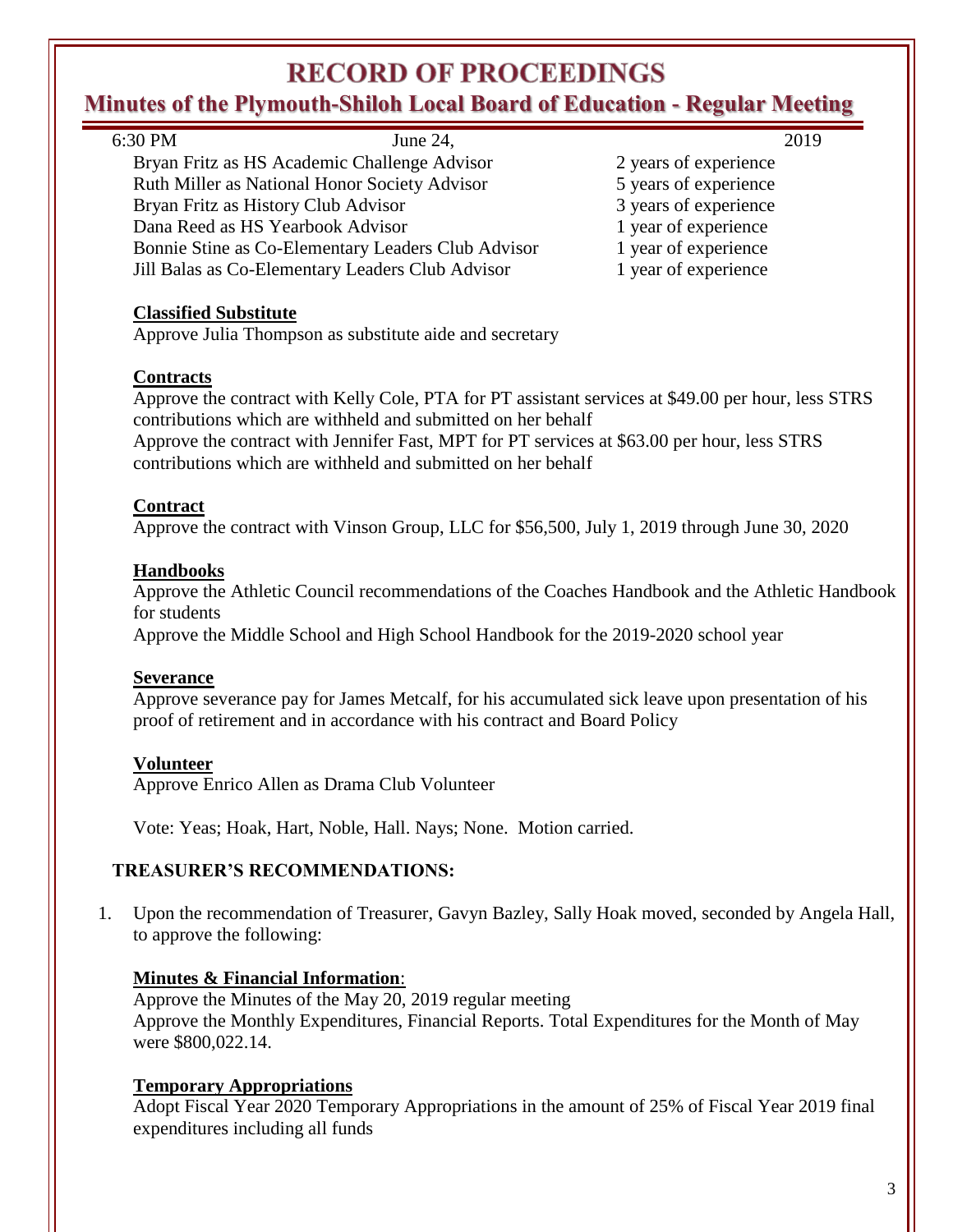# RECORD OF PROCEEDINGS

## Minutes of the Plymouth-Shiloh Local Board of Education - Regular Meeting

6:30 PM June 24, 2019

| | |
|---|---|
| Bryan Fritz as HS Academic Challenge Advisor | 2 years of experience |
| Ruth Miller as National Honor Society Advisor | 5 years of experience |
| Bryan Fritz as History Club Advisor | 3 years of experience |
| Dana Reed as HS Yearbook Advisor | 1 year of experience |
| Bonnie Stine as Co-Elementary Leaders Club Advisor | 1 year of experience |
| Jill Balas as Co-Elementary Leaders Club Advisor | 1 year of experience |

**Classified Substitute**

Approve Julia Thompson as substitute aide and secretary

**Contracts**

Approve the contract with Kelly Cole, PTA for PT assistant services at $49.00 per hour, less STRS contributions which are withheld and submitted on her behalf

Approve the contract with Jennifer Fast, MPT for PT services at $63.00 per hour, less STRS contributions which are withheld and submitted on her behalf

**Contract**

Approve the contract with Vinson Group, LLC for $56,500, July 1, 2019 through June 30, 2020

**Handbooks**

Approve the Athletic Council recommendations of the Coaches Handbook and the Athletic Handbook for students

Approve the Middle School and High School Handbook for the 2019-2020 school year

**Severance**

Approve severance pay for James Metcalf, for his accumulated sick leave upon presentation of his proof of retirement and in accordance with his contract and Board Policy

**Volunteer**

Approve Enrico Allen as Drama Club Volunteer

Vote: Yeas; Hoak, Hart, Noble, Hall. Nays; None. Motion carried.

**TREASURER'S RECOMMENDATIONS:**

1. Upon the recommendation of Treasurer, Gavyn Bazley, Sally Hoak moved, seconded by Angela Hall, to approve the following:

**Minutes & Financial Information**:

Approve the Minutes of the May 20, 2019 regular meeting

Approve the Monthly Expenditures, Financial Reports. Total Expenditures for the Month of May were $800,022.14.

**Temporary Appropriations**

Adopt Fiscal Year 2020 Temporary Appropriations in the amount of 25% of Fiscal Year 2019 final expenditures including all funds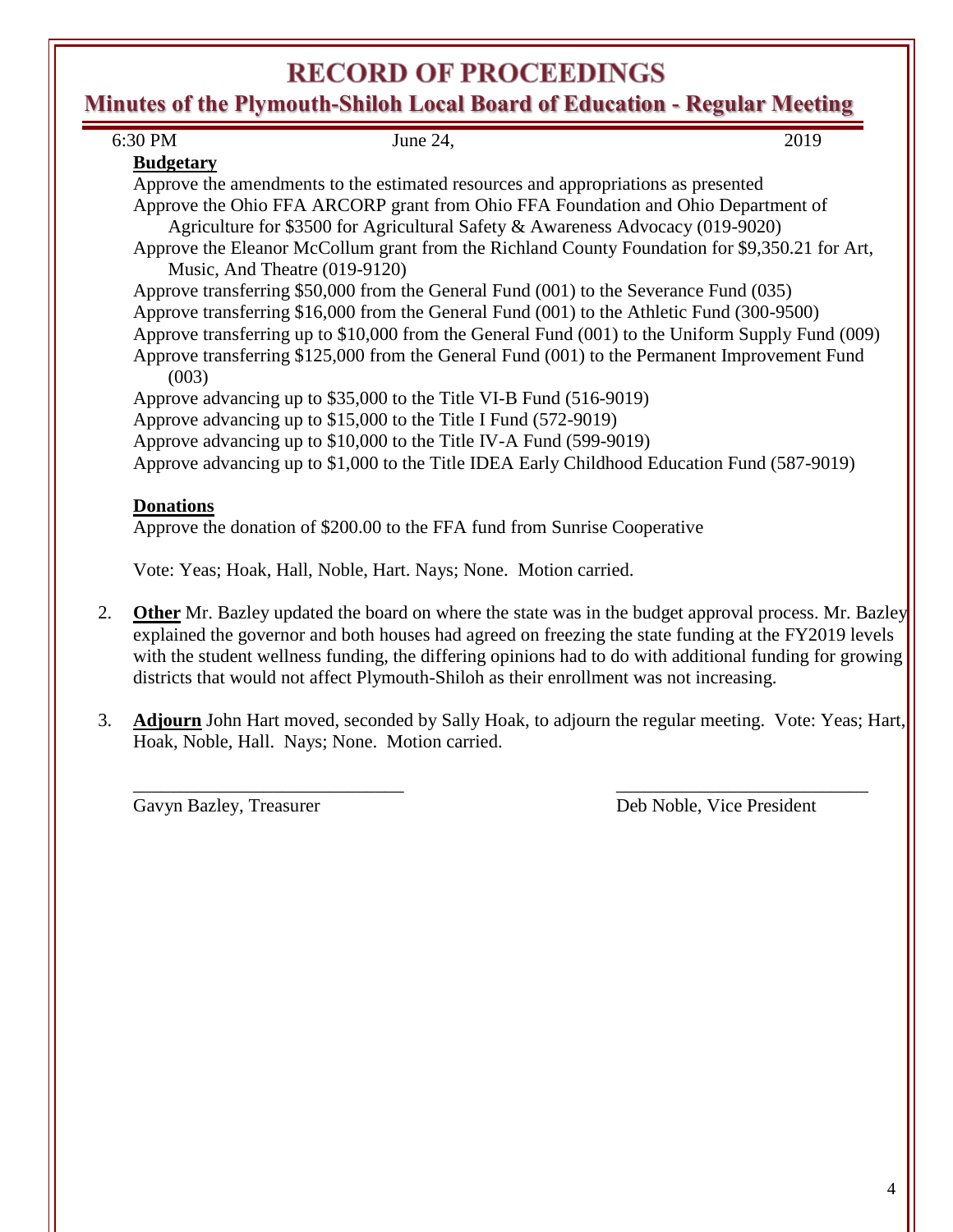# RECORD OF PROCEEDINGS

## Minutes of the Plymouth-Shiloh Local Board of Education - Regular Meeting

6:30 PM June 24, 2019

**Budgetary**

Approve the amendments to the estimated resources and appropriations as presented

Approve the Ohio FFA ARCORP grant from Ohio FFA Foundation and Ohio Department of Agriculture for $3500 for Agricultural Safety & Awareness Advocacy (019-9020)

Approve the Eleanor McCollum grant from the Richland County Foundation for $9,350.21 for Art, Music, And Theatre (019-9120)

Approve transferring $50,000 from the General Fund (001) to the Severance Fund (035)

Approve transferring $16,000 from the General Fund (001) to the Athletic Fund (300-9500)

Approve transferring up to $10,000 from the General Fund (001) to the Uniform Supply Fund (009)

Approve transferring $125,000 from the General Fund (001) to the Permanent Improvement Fund (003)

Approve advancing up to $35,000 to the Title VI-B Fund (516-9019)

Approve advancing up to $15,000 to the Title I Fund (572-9019)

Approve advancing up to $10,000 to the Title IV-A Fund (599-9019)

Approve advancing up to $1,000 to the Title IDEA Early Childhood Education Fund (587-9019)

**Donations**

Approve the donation of $200.00 to the FFA fund from Sunrise Cooperative

Vote: Yeas; Hoak, Hall, Noble, Hart. Nays; None. Motion carried.

2. **Other** Mr. Bazley updated the board on where the state was in the budget approval process. Mr. Bazley explained the governor and both houses had agreed on freezing the state funding at the FY2019 levels with the student wellness funding, the differing opinions had to do with additional funding for growing districts that would not affect Plymouth-Shiloh as their enrollment was not increasing.

3. **Adjourn** John Hart moved, seconded by Sally Hoak, to adjourn the regular meeting. Vote: Yeas; Hart, Hoak, Noble, Hall. Nays; None. Motion carried.

_____________________________ Gavyn Bazley, Treasurer

_____________________________ Deb Noble, Vice President